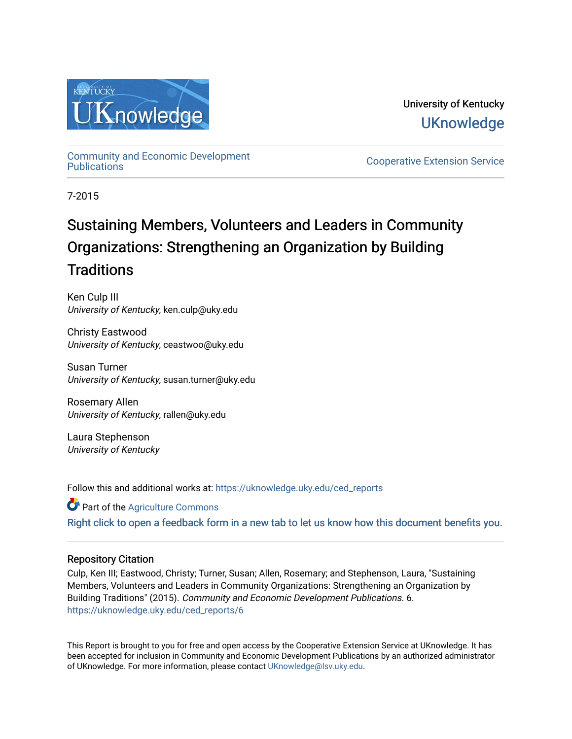University of Kentucky

UKnowledge

Community and Economic Development Publications

Cooperative Extension Service

7-2015

# Sustaining Members, Volunteers and Leaders in Community Organizations: Strengthening an Organization by Building Traditions

Ken Culp III
*University of Kentucky*, ken.culp@uky.edu

Christy Eastwood
*University of Kentucky*, ceastwoo@uky.edu

Susan Turner
*University of Kentucky*, susan.turner@uky.edu

Rosemary Allen
*University of Kentucky*, rallen@uky.edu

Laura Stephenson
*University of Kentucky*

Follow this and additional works at: https://uknowledge.uky.edu/ced_reports

Part of the Agriculture Commons

Right click to open a feedback form in a new tab to let us know how this document benefits you.

## Repository Citation

Culp, Ken III; Eastwood, Christy; Turner, Susan; Allen, Rosemary; and Stephenson, Laura, "Sustaining Members, Volunteers and Leaders in Community Organizations: Strengthening an Organization by Building Traditions" (2015). *Community and Economic Development Publications*. 6.
https://uknowledge.uky.edu/ced_reports/6

This Report is brought to you for free and open access by the Cooperative Extension Service at UKnowledge. It has been accepted for inclusion in Community and Economic Development Publications by an authorized administrator of UKnowledge. For more information, please contact UKnowledge@lsv.uky.edu.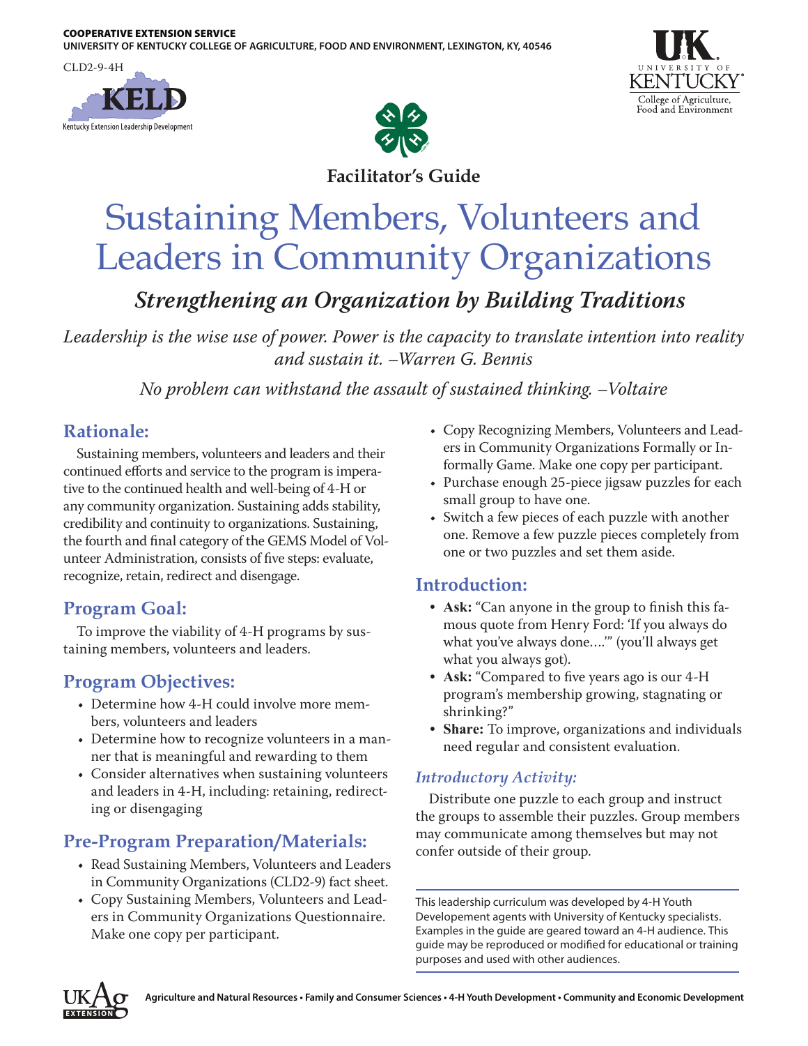COOPERATIVE EXTENSION SERVICE
UNIVERSITY OF KENTUCKY COLLEGE OF AGRICULTURE, FOOD AND ENVIRONMENT, LEXINGTON, KY, 40546

CLD2-9-4H

**Facilitator's Guide**

# Sustaining Members, Volunteers and Leaders in Community Organizations

## *Strengthening an Organization by Building Traditions*

*Leadership is the wise use of power. Power is the capacity to translate intention into reality and sustain it. –Warren G. Bennis*

*No problem can withstand the assault of sustained thinking. –Voltaire*

## Rationale:

Sustaining members, volunteers and leaders and their continued efforts and service to the program is imperative to the continued health and well-being of 4-H or any community organization. Sustaining adds stability, credibility and continuity to organizations. Sustaining, the fourth and final category of the GEMS Model of Volunteer Administration, consists of five steps: evaluate, recognize, retain, redirect and disengage.

## Program Goal:

To improve the viability of 4-H programs by sustaining members, volunteers and leaders.

## Program Objectives:

- Determine how 4-H could involve more members, volunteers and leaders
- Determine how to recognize volunteers in a manner that is meaningful and rewarding to them
- Consider alternatives when sustaining volunteers and leaders in 4-H, including: retaining, redirecting or disengaging

## Pre-Program Preparation/Materials:

- Read Sustaining Members, Volunteers and Leaders in Community Organizations (CLD2-9) fact sheet.
- Copy Sustaining Members, Volunteers and Leaders in Community Organizations Questionnaire. Make one copy per participant.
- Copy Recognizing Members, Volunteers and Leaders in Community Organizations Formally or Informally Game. Make one copy per participant.
- Purchase enough 25-piece jigsaw puzzles for each small group to have one.
- Switch a few pieces of each puzzle with another one. Remove a few puzzle pieces completely from one or two puzzles and set them aside.

## Introduction:

- **Ask:** "Can anyone in the group to finish this famous quote from Henry Ford: 'If you always do what you've always done….'" (you'll always get what you always got).
- **Ask:** "Compared to five years ago is our 4-H program's membership growing, stagnating or shrinking?"
- **Share:** To improve, organizations and individuals need regular and consistent evaluation.

### *Introductory Activity:*

Distribute one puzzle to each group and instruct the groups to assemble their puzzles. Group members may communicate among themselves but may not confer outside of their group.

This leadership curriculum was developed by 4-H Youth Developement agents with University of Kentucky specialists. Examples in the guide are geared toward an 4-H audience. This guide may be reproduced or modified for educational or training purposes and used with other audiences.

Agriculture and Natural Resources • Family and Consumer Sciences • 4-H Youth Development • Community and Economic Development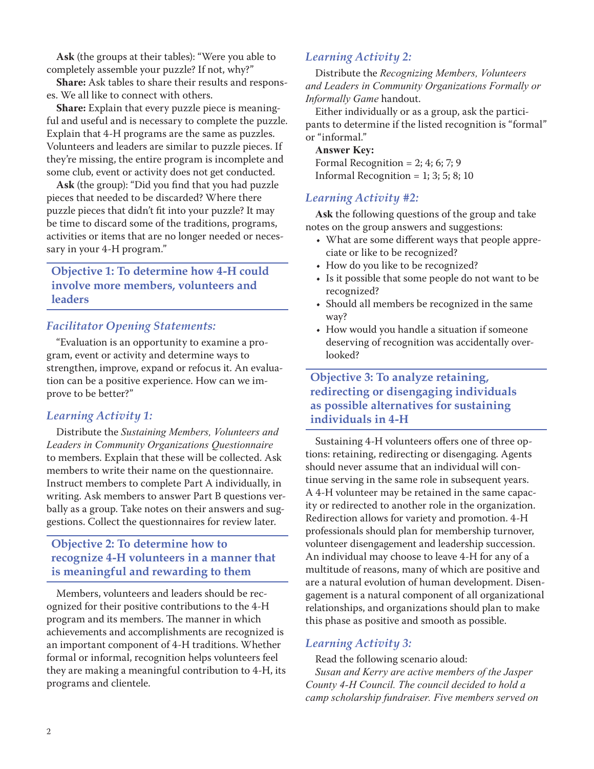**Ask** (the groups at their tables): "Were you able to completely assemble your puzzle? If not, why?"

**Share:** Ask tables to share their results and responses. We all like to connect with others.

**Share:** Explain that every puzzle piece is meaningful and useful and is necessary to complete the puzzle. Explain that 4-H programs are the same as puzzles. Volunteers and leaders are similar to puzzle pieces. If they're missing, the entire program is incomplete and some club, event or activity does not get conducted.

**Ask** (the group): "Did you find that you had puzzle pieces that needed to be discarded? Where there puzzle pieces that didn't fit into your puzzle? It may be time to discard some of the traditions, programs, activities or items that are no longer needed or necessary in your 4-H program."

## Objective 1: To determine how 4-H could involve more members, volunteers and leaders

### *Facilitator Opening Statements:*

"Evaluation is an opportunity to examine a program, event or activity and determine ways to strengthen, improve, expand or refocus it. An evaluation can be a positive experience. How can we improve to be better?"

### *Learning Activity 1:*

Distribute the *Sustaining Members, Volunteers and Leaders in Community Organizations Questionnaire* to members. Explain that these will be collected. Ask members to write their name on the questionnaire. Instruct members to complete Part A individually, in writing. Ask members to answer Part B questions verbally as a group. Take notes on their answers and suggestions. Collect the questionnaires for review later.

## Objective 2: To determine how to recognize 4-H volunteers in a manner that is meaningful and rewarding to them

Members, volunteers and leaders should be recognized for their positive contributions to the 4-H program and its members. The manner in which achievements and accomplishments are recognized is an important component of 4-H traditions. Whether formal or informal, recognition helps volunteers feel they are making a meaningful contribution to 4-H, its programs and clientele.

### *Learning Activity 2:*

Distribute the *Recognizing Members, Volunteers and Leaders in Community Organizations Formally or Informally Game* handout.

Either individually or as a group, ask the participants to determine if the listed recognition is "formal" or "informal."

**Answer Key:**

Formal Recognition = 2; 4; 6; 7; 9

Informal Recognition = 1; 3; 5; 8; 10

### *Learning Activity #2:*

**Ask** the following questions of the group and take notes on the group answers and suggestions:

- What are some different ways that people appreciate or like to be recognized?
- How do you like to be recognized?
- Is it possible that some people do not want to be recognized?
- Should all members be recognized in the same way?
- How would you handle a situation if someone deserving of recognition was accidentally overlooked?

## Objective 3: To analyze retaining, redirecting or disengaging individuals as possible alternatives for sustaining individuals in 4-H

Sustaining 4-H volunteers offers one of three options: retaining, redirecting or disengaging. Agents should never assume that an individual will continue serving in the same role in subsequent years. A 4-H volunteer may be retained in the same capacity or redirected to another role in the organization. Redirection allows for variety and promotion. 4-H professionals should plan for membership turnover, volunteer disengagement and leadership succession. An individual may choose to leave 4-H for any of a multitude of reasons, many of which are positive and are a natural evolution of human development. Disengagement is a natural component of all organizational relationships, and organizations should plan to make this phase as positive and smooth as possible.

### *Learning Activity 3:*

Read the following scenario aloud:

*Susan and Kerry are active members of the Jasper County 4-H Council. The council decided to hold a camp scholarship fundraiser. Five members served on*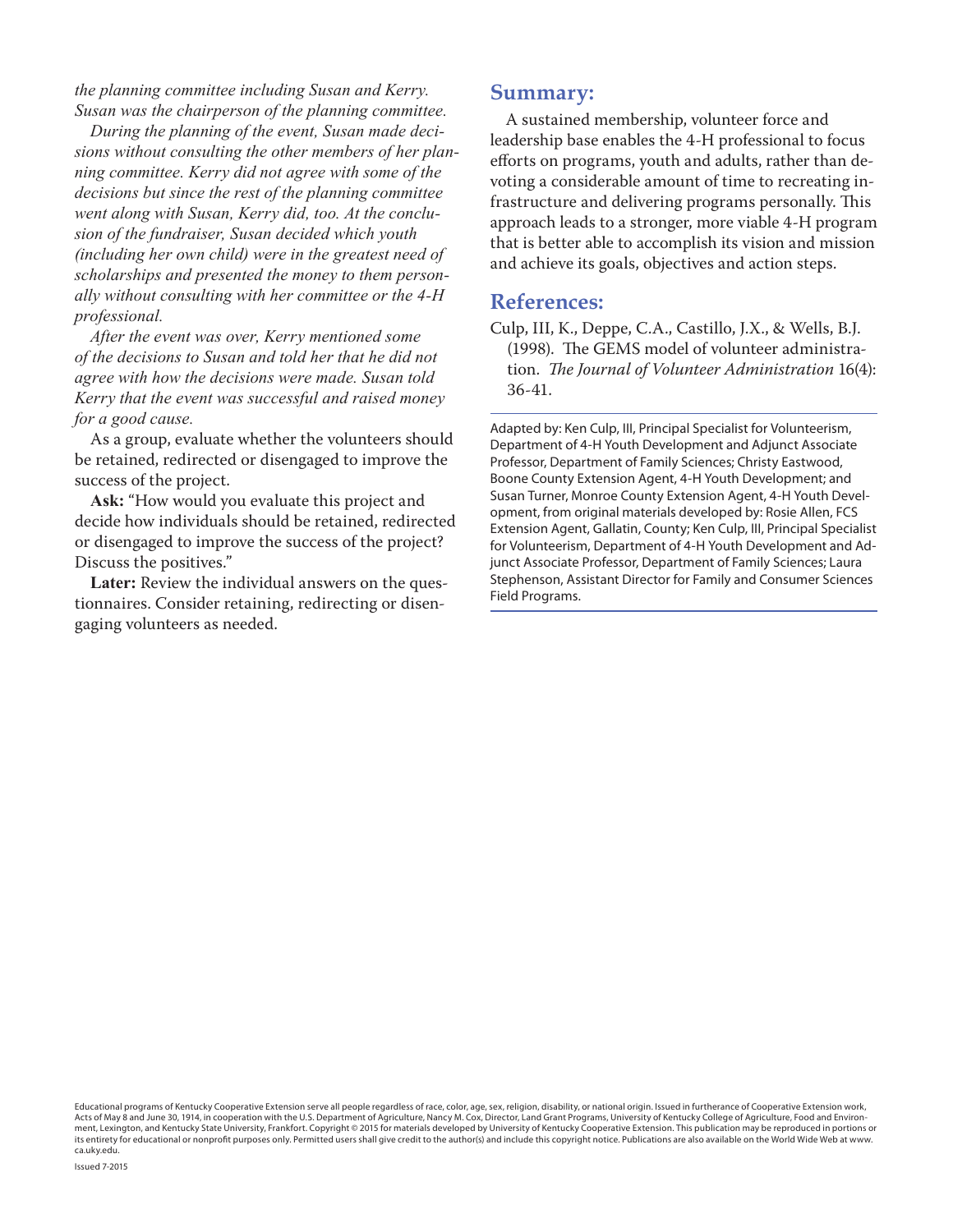*the planning committee including Susan and Kerry. Susan was the chairperson of the planning committee.*

*During the planning of the event, Susan made decisions without consulting the other members of her planning committee. Kerry did not agree with some of the decisions but since the rest of the planning committee went along with Susan, Kerry did, too. At the conclusion of the fundraiser, Susan decided which youth (including her own child) were in the greatest need of scholarships and presented the money to them personally without consulting with her committee or the 4-H professional.*

*After the event was over, Kerry mentioned some of the decisions to Susan and told her that he did not agree with how the decisions were made. Susan told Kerry that the event was successful and raised money for a good cause.*

As a group, evaluate whether the volunteers should be retained, redirected or disengaged to improve the success of the project.

**Ask:** "How would you evaluate this project and decide how individuals should be retained, redirected or disengaged to improve the success of the project? Discuss the positives."

**Later:** Review the individual answers on the questionnaires. Consider retaining, redirecting or disengaging volunteers as needed.

## Summary:

A sustained membership, volunteer force and leadership base enables the 4-H professional to focus efforts on programs, youth and adults, rather than devoting a considerable amount of time to recreating infrastructure and delivering programs personally. This approach leads to a stronger, more viable 4-H program that is better able to accomplish its vision and mission and achieve its goals, objectives and action steps.

## References:

Culp, III, K., Deppe, C.A., Castillo, J.X., & Wells, B.J. (1998). The GEMS model of volunteer administration. *The Journal of Volunteer Administration* 16(4): 36-41.

---

Adapted by: Ken Culp, III, Principal Specialist for Volunteerism, Department of 4-H Youth Development and Adjunct Associate Professor, Department of Family Sciences; Christy Eastwood, Boone County Extension Agent, 4-H Youth Development; and Susan Turner, Monroe County Extension Agent, 4-H Youth Development, from original materials developed by: Rosie Allen, FCS Extension Agent, Gallatin, County; Ken Culp, III, Principal Specialist for Volunteerism, Department of 4-H Youth Development and Adjunct Associate Professor, Department of Family Sciences; Laura Stephenson, Assistant Director for Family and Consumer Sciences Field Programs.

---

Educational programs of Kentucky Cooperative Extension serve all people regardless of race, color, age, sex, religion, disability, or national origin. Issued in furtherance of Cooperative Extension work, Acts of May 8 and June 30, 1914, in cooperation with the U.S. Department of Agriculture, Nancy M. Cox, Director, Land Grant Programs, University of Kentucky College of Agriculture, Food and Environment, Lexington, and Kentucky State University, Frankfort. Copyright © 2015 for materials developed by University of Kentucky Cooperative Extension. This publication may be reproduced in portions or its entirety for educational or nonprofit purposes only. Permitted users shall give credit to the author(s) and include this copyright notice. Publications are also available on the World Wide Web at www.ca.uky.edu.

Issued 7-2015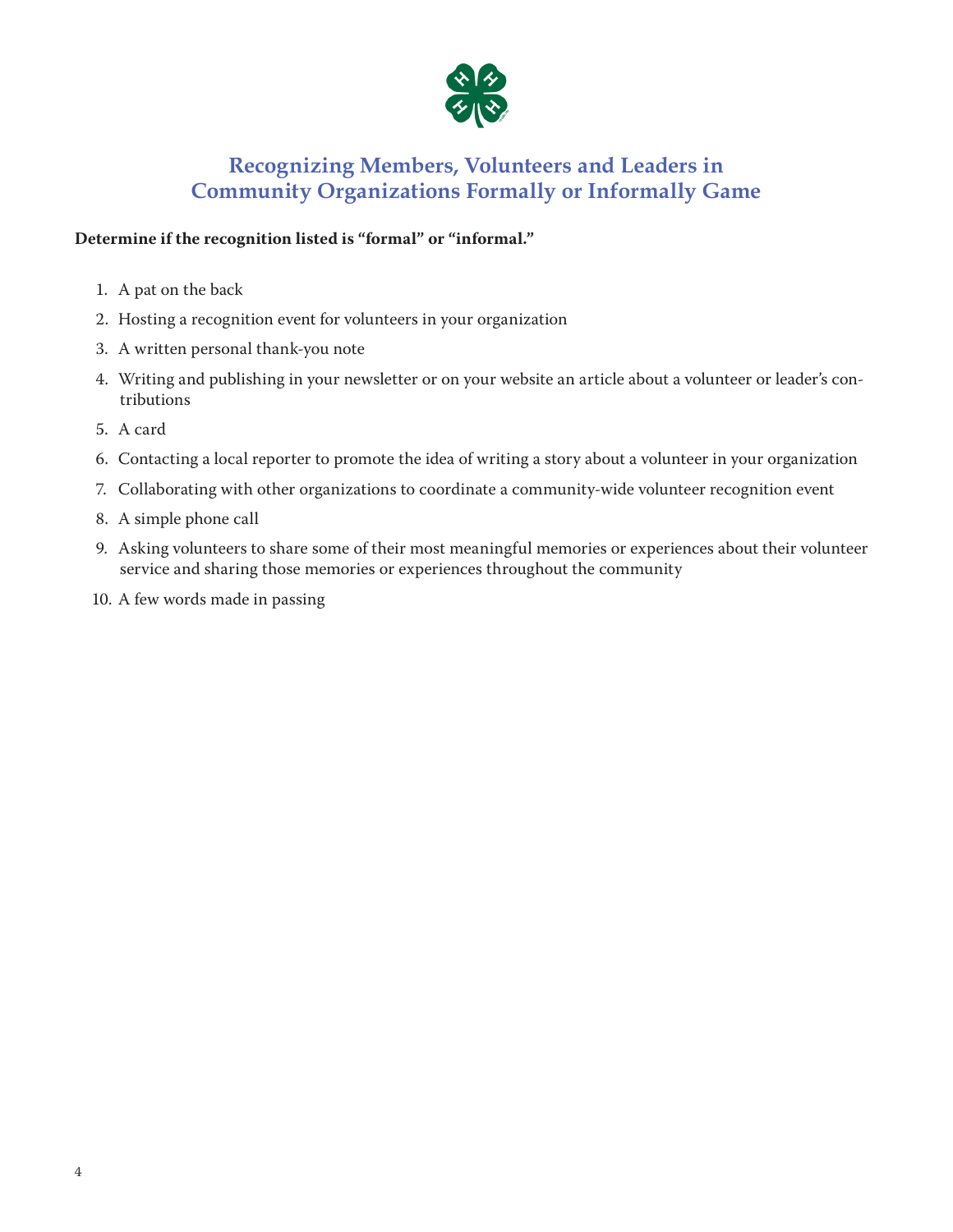# Recognizing Members, Volunteers and Leaders in Community Organizations Formally or Informally Game

**Determine if the recognition listed is "formal" or "informal."**

1. A pat on the back
2. Hosting a recognition event for volunteers in your organization
3. A written personal thank-you note
4. Writing and publishing in your newsletter or on your website an article about a volunteer or leader's contributions
5. A card
6. Contacting a local reporter to promote the idea of writing a story about a volunteer in your organization
7. Collaborating with other organizations to coordinate a community-wide volunteer recognition event
8. A simple phone call
9. Asking volunteers to share some of their most meaningful memories or experiences about their volunteer service and sharing those memories or experiences throughout the community
10. A few words made in passing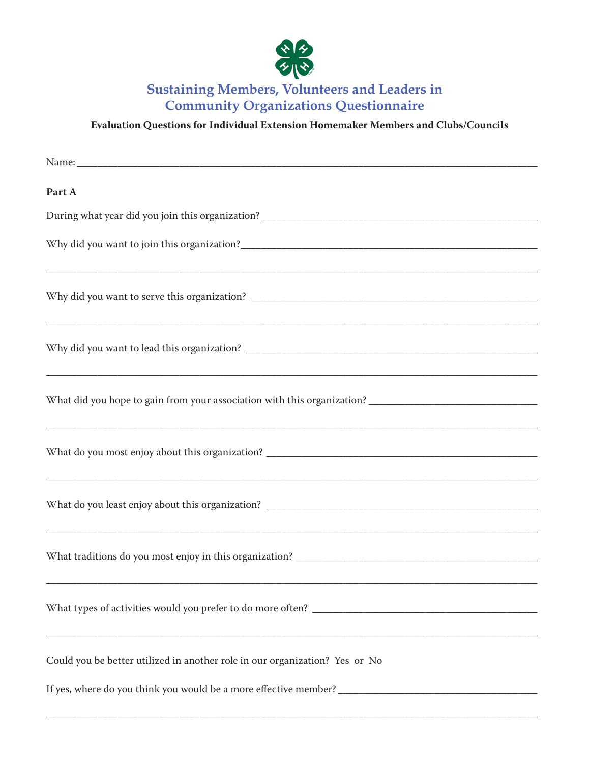# Sustaining Members, Volunteers and Leaders in Community Organizations Questionnaire

**Evaluation Questions for Individual Extension Homemaker Members and Clubs/Councils**

Name: ___________________________________________________________________________

**Part A**

During what year did you join this organization? ____________________________________________

Why did you want to join this organization? _________________________________________________

_______________________________________________________________________________

Why did you want to serve this organization? ________________________________________________

_______________________________________________________________________________

Why did you want to lead this organization? _________________________________________________

_______________________________________________________________________________

What did you hope to gain from your association with this organization? __________________________

_______________________________________________________________________________

What do you most enjoy about this organization? _____________________________________________

_______________________________________________________________________________

What do you least enjoy about this organization? _____________________________________________

_______________________________________________________________________________

What traditions do you most enjoy in this organization? ________________________________________

_______________________________________________________________________________

What types of activities would you prefer to do more often? _____________________________________

_______________________________________________________________________________

Could you be better utilized in another role in our organization? Yes or No

If yes, where do you think you would be a more effective member? ______________________________

_______________________________________________________________________________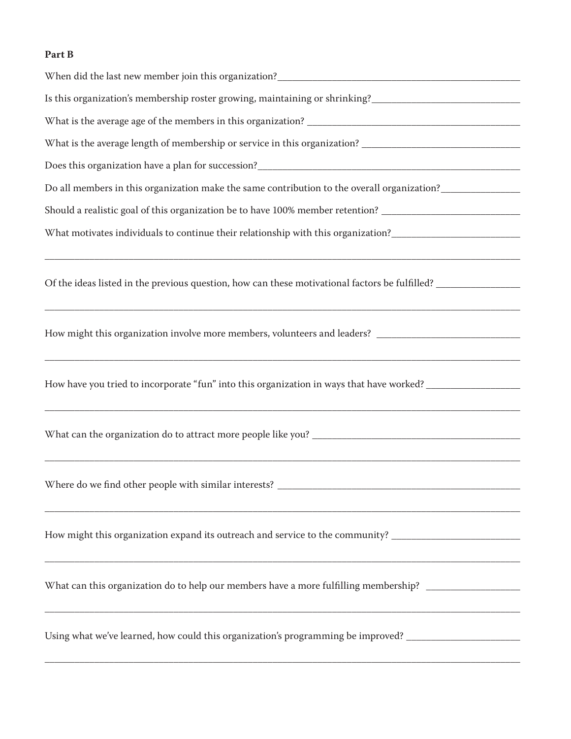**Part B**

When did the last new member join this organization?_______________________________________________

Is this organization's membership roster growing, maintaining or shrinking?____________________________

What is the average age of the members in this organization? ________________________________________

What is the average length of membership or service in this organization? ______________________________

Does this organization have a plan for succession?___________________________________________________

Do all members in this organization make the same contribution to the overall organization?_______________

Should a realistic goal of this organization be to have 100% member retention? ___________________________

What motivates individuals to continue their relationship with this organization?__________________________

_____________________________________________________________________________________________

Of the ideas listed in the previous question, how can these motivational factors be fulfilled? ________________

_____________________________________________________________________________________________

How might this organization involve more members, volunteers and leaders? ____________________________

_____________________________________________________________________________________________

How have you tried to incorporate "fun" into this organization in ways that have worked? __________________

_____________________________________________________________________________________________

What can the organization do to attract more people like you? _________________________________________

_____________________________________________________________________________________________

Where do we find other people with similar interests? ________________________________________________

_____________________________________________________________________________________________

How might this organization expand its outreach and service to the community? _________________________

_____________________________________________________________________________________________

What can this organization do to help our members have a more fulfilling membership? __________________

_____________________________________________________________________________________________

Using what we've learned, how could this organization's programming be improved? ______________________

_____________________________________________________________________________________________